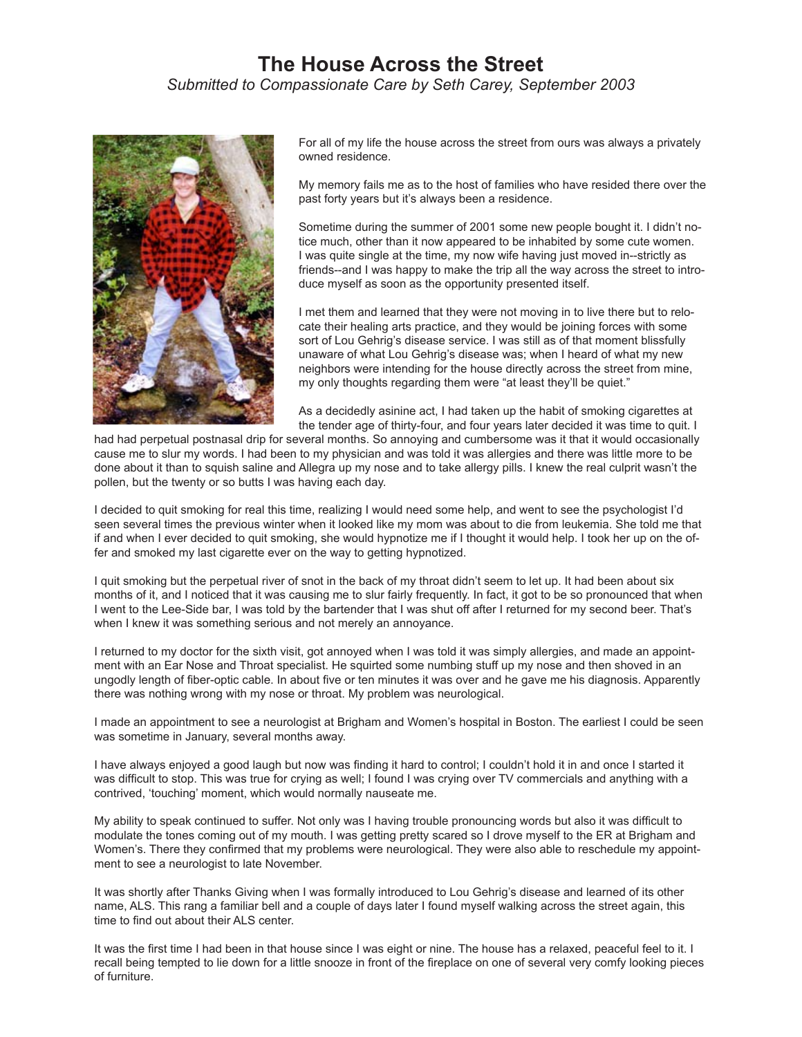# The House Across the Street

*Submitted to Compassionate Care by Seth Carey, September 2003*

For all of my life the house across the street from ours was always a privately owned residence.

My memory fails me as to the host of families who have resided there over the past forty years but it's always been a residence.

Sometime during the summer of 2001 some new people bought it. I didn't notice much, other than it now appeared to be inhabited by some cute women. I was quite single at the time, my now wife having just moved in--strictly as friends--and I was happy to make the trip all the way across the street to introduce myself as soon as the opportunity presented itself.

I met them and learned that they were not moving in to live there but to relocate their healing arts practice, and they would be joining forces with some sort of Lou Gehrig's disease service. I was still as of that moment blissfully unaware of what Lou Gehrig's disease was; when I heard of what my new neighbors were intending for the house directly across the street from mine, my only thoughts regarding them were "at least they'll be quiet."

As a decidedly asinine act, I had taken up the habit of smoking cigarettes at the tender age of thirty-four, and four years later decided it was time to quit. I had had perpetual postnasal drip for several months. So annoying and cumbersome was it that it would occasionally cause me to slur my words. I had been to my physician and was told it was allergies and there was little more to be done about it than to squish saline and Allegra up my nose and to take allergy pills. I knew the real culprit wasn't the pollen, but the twenty or so butts I was having each day.

I decided to quit smoking for real this time, realizing I would need some help, and went to see the psychologist I'd seen several times the previous winter when it looked like my mom was about to die from leukemia. She told me that if and when I ever decided to quit smoking, she would hypnotize me if I thought it would help. I took her up on the offer and smoked my last cigarette ever on the way to getting hypnotized.

I quit smoking but the perpetual river of snot in the back of my throat didn't seem to let up. It had been about six months of it, and I noticed that it was causing me to slur fairly frequently. In fact, it got to be so pronounced that when I went to the Lee-Side bar, I was told by the bartender that I was shut off after I returned for my second beer. That's when I knew it was something serious and not merely an annoyance.

I returned to my doctor for the sixth visit, got annoyed when I was told it was simply allergies, and made an appointment with an Ear Nose and Throat specialist. He squirted some numbing stuff up my nose and then shoved in an ungodly length of fiber-optic cable. In about five or ten minutes it was over and he gave me his diagnosis. Apparently there was nothing wrong with my nose or throat. My problem was neurological.

I made an appointment to see a neurologist at Brigham and Women's hospital in Boston. The earliest I could be seen was sometime in January, several months away.

I have always enjoyed a good laugh but now was finding it hard to control; I couldn't hold it in and once I started it was difficult to stop. This was true for crying as well; I found I was crying over TV commercials and anything with a contrived, 'touching' moment, which would normally nauseate me.

My ability to speak continued to suffer. Not only was I having trouble pronouncing words but also it was difficult to modulate the tones coming out of my mouth. I was getting pretty scared so I drove myself to the ER at Brigham and Women's. There they confirmed that my problems were neurological. They were also able to reschedule my appointment to see a neurologist to late November.

It was shortly after Thanks Giving when I was formally introduced to Lou Gehrig's disease and learned of its other name, ALS. This rang a familiar bell and a couple of days later I found myself walking across the street again, this time to find out about their ALS center.

It was the first time I had been in that house since I was eight or nine. The house has a relaxed, peaceful feel to it. I recall being tempted to lie down for a little snooze in front of the fireplace on one of several very comfy looking pieces of furniture.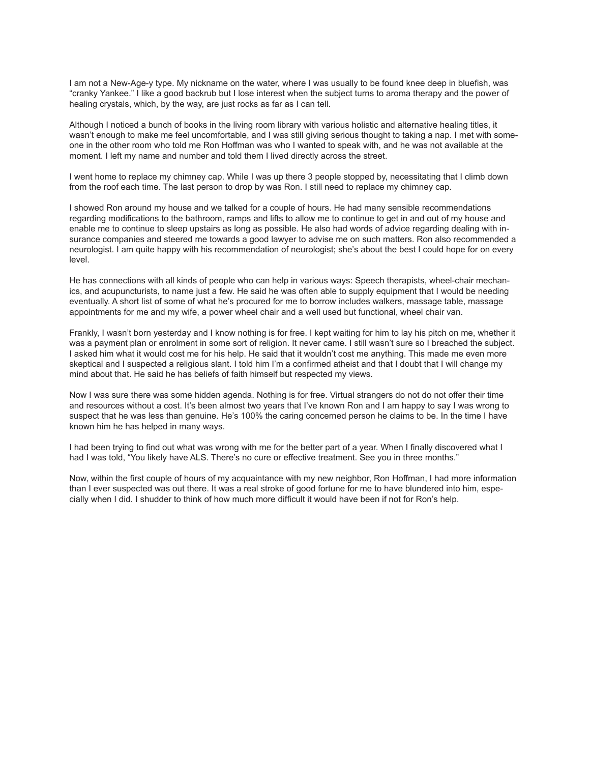I am not a New-Age-y type. My nickname on the water, where I was usually to be found knee deep in bluefish, was "cranky Yankee." I like a good backrub but I lose interest when the subject turns to aroma therapy and the power of healing crystals, which, by the way, are just rocks as far as I can tell.

Although I noticed a bunch of books in the living room library with various holistic and alternative healing titles, it wasn't enough to make me feel uncomfortable, and I was still giving serious thought to taking a nap. I met with someone in the other room who told me Ron Hoffman was who I wanted to speak with, and he was not available at the moment. I left my name and number and told them I lived directly across the street.

I went home to replace my chimney cap. While I was up there 3 people stopped by, necessitating that I climb down from the roof each time. The last person to drop by was Ron. I still need to replace my chimney cap.

I showed Ron around my house and we talked for a couple of hours. He had many sensible recommendations regarding modifications to the bathroom, ramps and lifts to allow me to continue to get in and out of my house and enable me to continue to sleep upstairs as long as possible. He also had words of advice regarding dealing with insurance companies and steered me towards a good lawyer to advise me on such matters. Ron also recommended a neurologist. I am quite happy with his recommendation of neurologist; she's about the best I could hope for on every level.

He has connections with all kinds of people who can help in various ways: Speech therapists, wheel-chair mechanics, and acupuncturists, to name just a few. He said he was often able to supply equipment that I would be needing eventually. A short list of some of what he's procured for me to borrow includes walkers, massage table, massage appointments for me and my wife, a power wheel chair and a well used but functional, wheel chair van.

Frankly, I wasn't born yesterday and I know nothing is for free. I kept waiting for him to lay his pitch on me, whether it was a payment plan or enrolment in some sort of religion. It never came. I still wasn't sure so I breached the subject. I asked him what it would cost me for his help. He said that it wouldn't cost me anything. This made me even more skeptical and I suspected a religious slant. I told him I'm a confirmed atheist and that I doubt that I will change my mind about that. He said he has beliefs of faith himself but respected my views.

Now I was sure there was some hidden agenda. Nothing is for free. Virtual strangers do not do not offer their time and resources without a cost. It's been almost two years that I've known Ron and I am happy to say I was wrong to suspect that he was less than genuine. He's 100% the caring concerned person he claims to be. In the time I have known him he has helped in many ways.

I had been trying to find out what was wrong with me for the better part of a year. When I finally discovered what I had I was told, "You likely have ALS. There's no cure or effective treatment. See you in three months."

Now, within the first couple of hours of my acquaintance with my new neighbor, Ron Hoffman, I had more information than I ever suspected was out there. It was a real stroke of good fortune for me to have blundered into him, especially when I did. I shudder to think of how much more difficult it would have been if not for Ron's help.